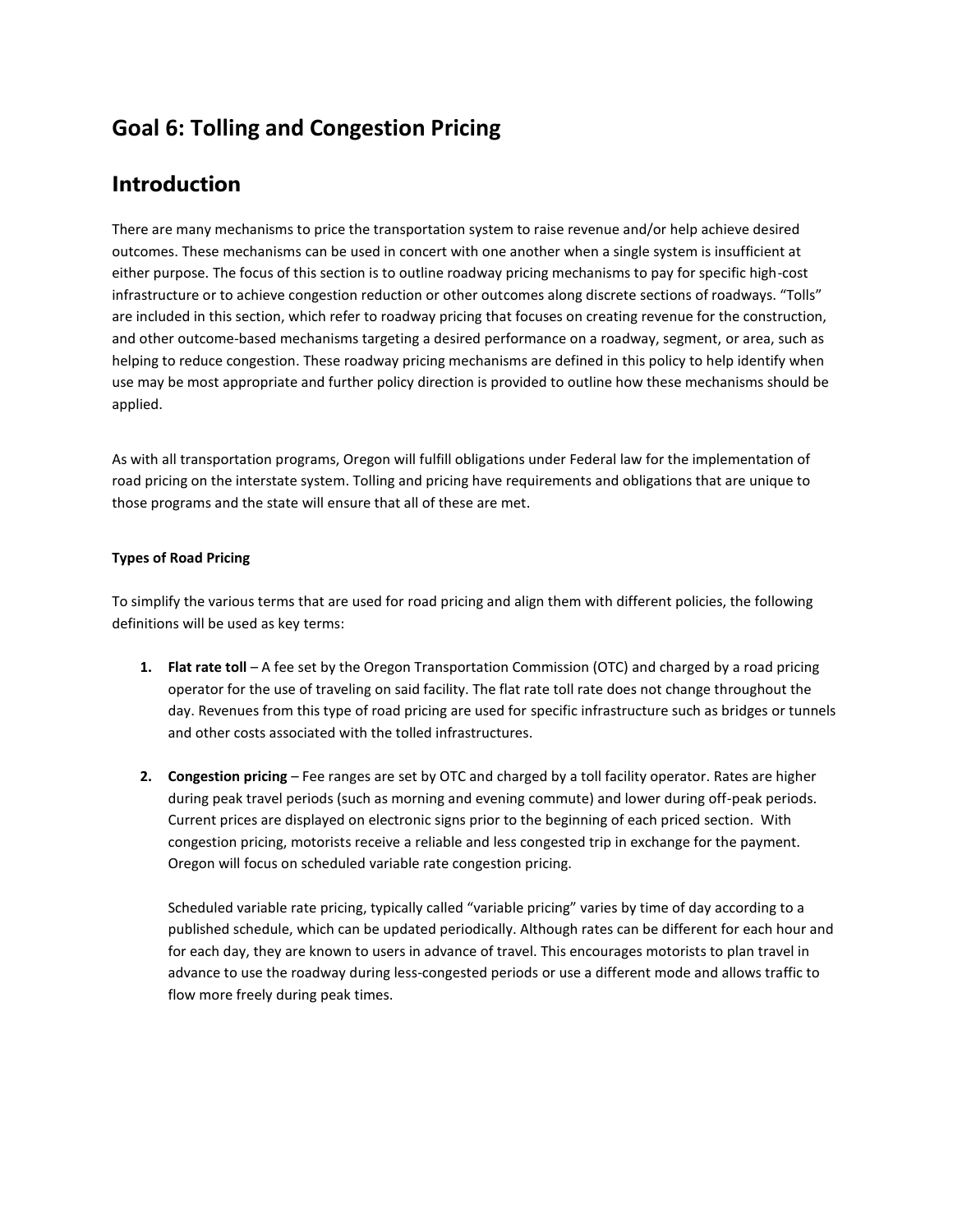# Goal 6: Tolling and Congestion Pricing

## Introduction

There are many mechanisms to price the transportation system to raise revenue and/or help achieve desired outcomes. These mechanisms can be used in concert with one another when a single system is insufficient at either purpose. The focus of this section is to outline roadway pricing mechanisms to pay for specific high-cost infrastructure or to achieve congestion reduction or other outcomes along discrete sections of roadways. "Tolls" are included in this section, which refer to roadway pricing that focuses on creating revenue for the construction, and other outcome-based mechanisms targeting a desired performance on a roadway, segment, or area, such as helping to reduce congestion. These roadway pricing mechanisms are defined in this policy to help identify when use may be most appropriate and further policy direction is provided to outline how these mechanisms should be applied.

As with all transportation programs, Oregon will fulfill obligations under Federal law for the implementation of road pricing on the interstate system. Tolling and pricing have requirements and obligations that are unique to those programs and the state will ensure that all of these are met.

**Types of Road Pricing**

To simplify the various terms that are used for road pricing and align them with different policies, the following definitions will be used as key terms:

1. **Flat rate toll** – A fee set by the Oregon Transportation Commission (OTC) and charged by a road pricing operator for the use of traveling on said facility. The flat rate toll rate does not change throughout the day. Revenues from this type of road pricing are used for specific infrastructure such as bridges or tunnels and other costs associated with the tolled infrastructures.

2. **Congestion pricing** – Fee ranges are set by OTC and charged by a toll facility operator. Rates are higher during peak travel periods (such as morning and evening commute) and lower during off-peak periods. Current prices are displayed on electronic signs prior to the beginning of each priced section. With congestion pricing, motorists receive a reliable and less congested trip in exchange for the payment. Oregon will focus on scheduled variable rate congestion pricing.

   Scheduled variable rate pricing, typically called "variable pricing" varies by time of day according to a published schedule, which can be updated periodically. Although rates can be different for each hour and for each day, they are known to users in advance of travel. This encourages motorists to plan travel in advance to use the roadway during less-congested periods or use a different mode and allows traffic to flow more freely during peak times.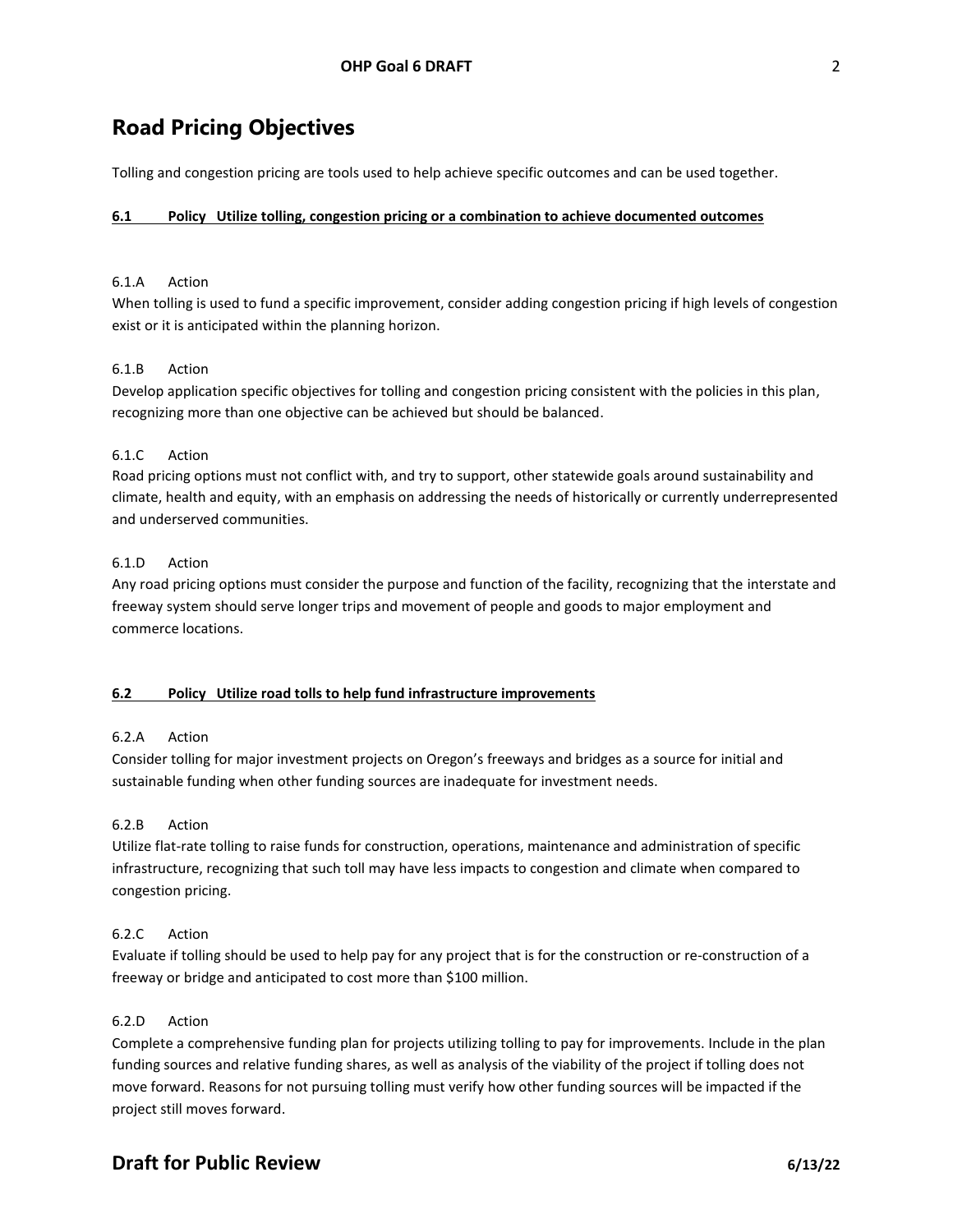## Road Pricing Objectives

Tolling and congestion pricing are tools used to help achieve specific outcomes and can be used together.

**6.1 Policy Utilize tolling, congestion pricing or a combination to achieve documented outcomes**

6.1.A Action

When tolling is used to fund a specific improvement, consider adding congestion pricing if high levels of congestion exist or it is anticipated within the planning horizon.

6.1.B Action

Develop application specific objectives for tolling and congestion pricing consistent with the policies in this plan, recognizing more than one objective can be achieved but should be balanced.

6.1.C Action

Road pricing options must not conflict with, and try to support, other statewide goals around sustainability and climate, health and equity, with an emphasis on addressing the needs of historically or currently underrepresented and underserved communities.

6.1.D Action

Any road pricing options must consider the purpose and function of the facility, recognizing that the interstate and freeway system should serve longer trips and movement of people and goods to major employment and commerce locations.

**6.2 Policy Utilize road tolls to help fund infrastructure improvements**

6.2.A Action

Consider tolling for major investment projects on Oregon's freeways and bridges as a source for initial and sustainable funding when other funding sources are inadequate for investment needs.

6.2.B Action

Utilize flat-rate tolling to raise funds for construction, operations, maintenance and administration of specific infrastructure, recognizing that such toll may have less impacts to congestion and climate when compared to congestion pricing.

6.2.C Action

Evaluate if tolling should be used to help pay for any project that is for the construction or re-construction of a freeway or bridge and anticipated to cost more than $100 million.

6.2.D Action

Complete a comprehensive funding plan for projects utilizing tolling to pay for improvements. Include in the plan funding sources and relative funding shares, as well as analysis of the viability of the project if tolling does not move forward. Reasons for not pursuing tolling must verify how other funding sources will be impacted if the project still moves forward.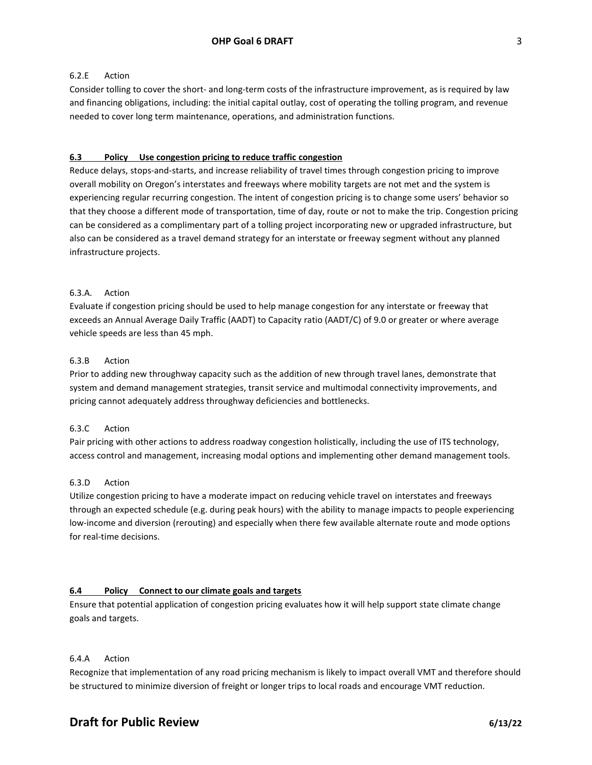6.2.E Action

Consider tolling to cover the short- and long-term costs of the infrastructure improvement, as is required by law and financing obligations, including: the initial capital outlay, cost of operating the tolling program, and revenue needed to cover long term maintenance, operations, and administration functions.

**<u>6.3 Policy Use congestion pricing to reduce traffic congestion</u>**

Reduce delays, stops-and-starts, and increase reliability of travel times through congestion pricing to improve overall mobility on Oregon's interstates and freeways where mobility targets are not met and the system is experiencing regular recurring congestion. The intent of congestion pricing is to change some users' behavior so that they choose a different mode of transportation, time of day, route or not to make the trip. Congestion pricing can be considered as a complimentary part of a tolling project incorporating new or upgraded infrastructure, but also can be considered as a travel demand strategy for an interstate or freeway segment without any planned infrastructure projects.

6.3.A. Action

Evaluate if congestion pricing should be used to help manage congestion for any interstate or freeway that exceeds an Annual Average Daily Traffic (AADT) to Capacity ratio (AADT/C) of 9.0 or greater or where average vehicle speeds are less than 45 mph.

6.3.B Action

Prior to adding new throughway capacity such as the addition of new through travel lanes, demonstrate that system and demand management strategies, transit service and multimodal connectivity improvements, and pricing cannot adequately address throughway deficiencies and bottlenecks.

6.3.C Action

Pair pricing with other actions to address roadway congestion holistically, including the use of ITS technology, access control and management, increasing modal options and implementing other demand management tools.

6.3.D Action

Utilize congestion pricing to have a moderate impact on reducing vehicle travel on interstates and freeways through an expected schedule (e.g. during peak hours) with the ability to manage impacts to people experiencing low-income and diversion (rerouting) and especially when there few available alternate route and mode options for real-time decisions.

**<u>6.4 Policy Connect to our climate goals and targets</u>**

Ensure that potential application of congestion pricing evaluates how it will help support state climate change goals and targets.

6.4.A Action

Recognize that implementation of any road pricing mechanism is likely to impact overall VMT and therefore should be structured to minimize diversion of freight or longer trips to local roads and encourage VMT reduction.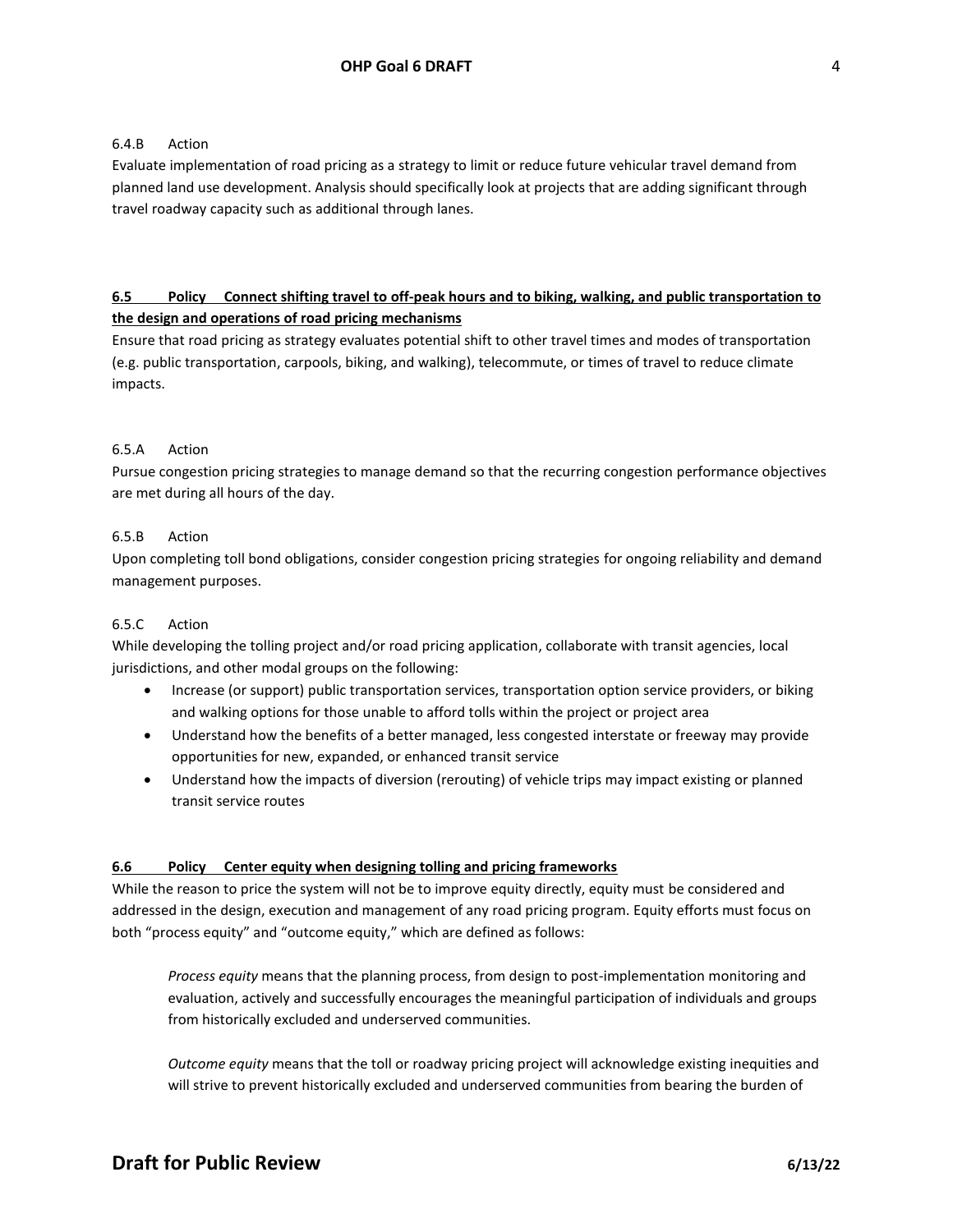6.4.B Action

Evaluate implementation of road pricing as a strategy to limit or reduce future vehicular travel demand from planned land use development. Analysis should specifically look at projects that are adding significant through travel roadway capacity such as additional through lanes.

**6.5 Policy Connect shifting travel to off-peak hours and to biking, walking, and public transportation to the design and operations of road pricing mechanisms**

Ensure that road pricing as strategy evaluates potential shift to other travel times and modes of transportation (e.g. public transportation, carpools, biking, and walking), telecommute, or times of travel to reduce climate impacts.

6.5.A Action

Pursue congestion pricing strategies to manage demand so that the recurring congestion performance objectives are met during all hours of the day.

6.5.B Action

Upon completing toll bond obligations, consider congestion pricing strategies for ongoing reliability and demand management purposes.

6.5.C Action

While developing the tolling project and/or road pricing application, collaborate with transit agencies, local jurisdictions, and other modal groups on the following:

- Increase (or support) public transportation services, transportation option service providers, or biking and walking options for those unable to afford tolls within the project or project area
- Understand how the benefits of a better managed, less congested interstate or freeway may provide opportunities for new, expanded, or enhanced transit service
- Understand how the impacts of diversion (rerouting) of vehicle trips may impact existing or planned transit service routes

**6.6 Policy Center equity when designing tolling and pricing frameworks**

While the reason to price the system will not be to improve equity directly, equity must be considered and addressed in the design, execution and management of any road pricing program. Equity efforts must focus on both "process equity" and "outcome equity," which are defined as follows:

> *Process equity* means that the planning process, from design to post-implementation monitoring and evaluation, actively and successfully encourages the meaningful participation of individuals and groups from historically excluded and underserved communities.
>
> *Outcome equity* means that the toll or roadway pricing project will acknowledge existing inequities and will strive to prevent historically excluded and underserved communities from bearing the burden of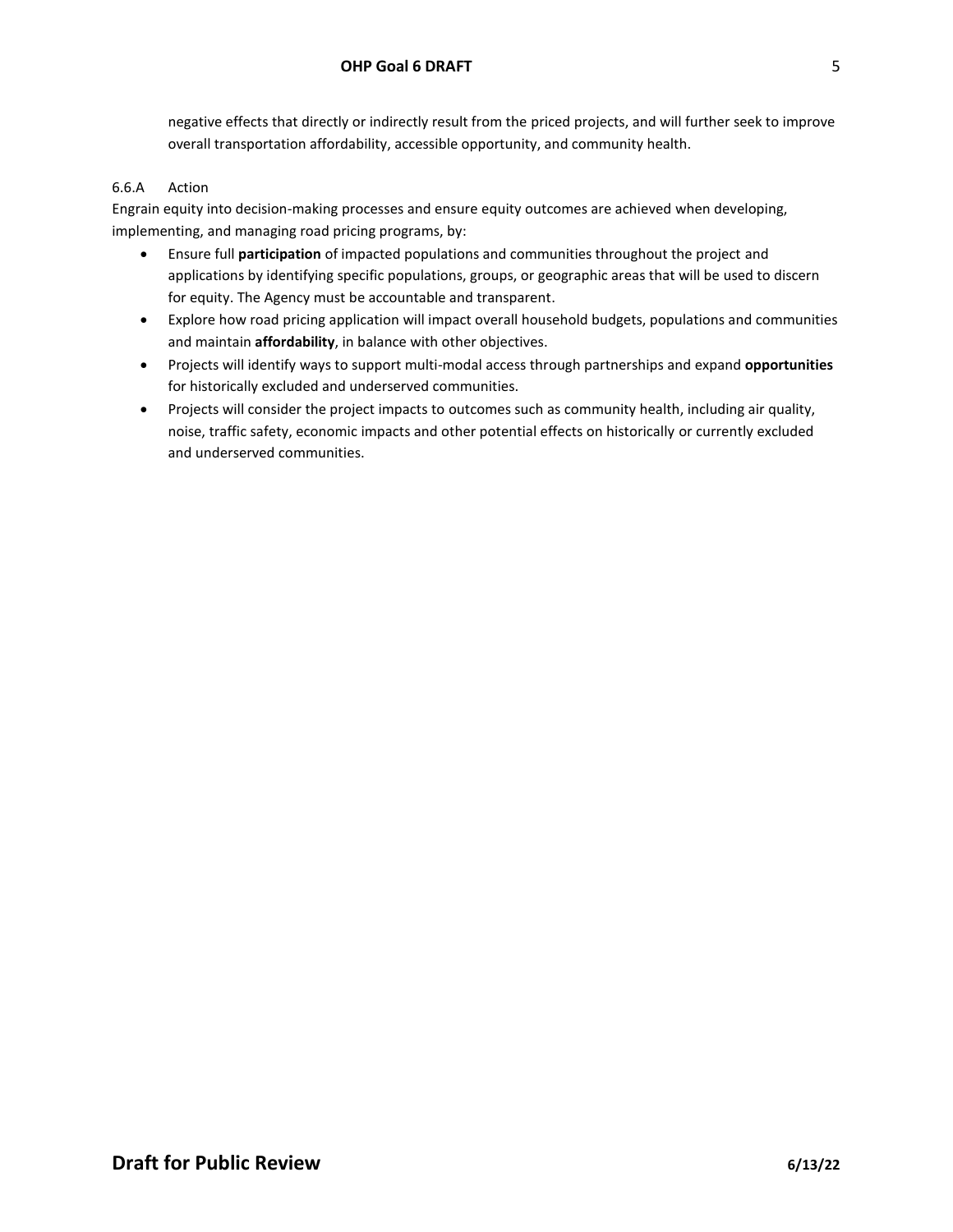negative effects that directly or indirectly result from the priced projects, and will further seek to improve overall transportation affordability, accessible opportunity, and community health.

6.6.A Action

Engrain equity into decision-making processes and ensure equity outcomes are achieved when developing, implementing, and managing road pricing programs, by:

- Ensure full **participation** of impacted populations and communities throughout the project and applications by identifying specific populations, groups, or geographic areas that will be used to discern for equity. The Agency must be accountable and transparent.
- Explore how road pricing application will impact overall household budgets, populations and communities and maintain **affordability**, in balance with other objectives.
- Projects will identify ways to support multi-modal access through partnerships and expand **opportunities** for historically excluded and underserved communities.
- Projects will consider the project impacts to outcomes such as community health, including air quality, noise, traffic safety, economic impacts and other potential effects on historically or currently excluded and underserved communities.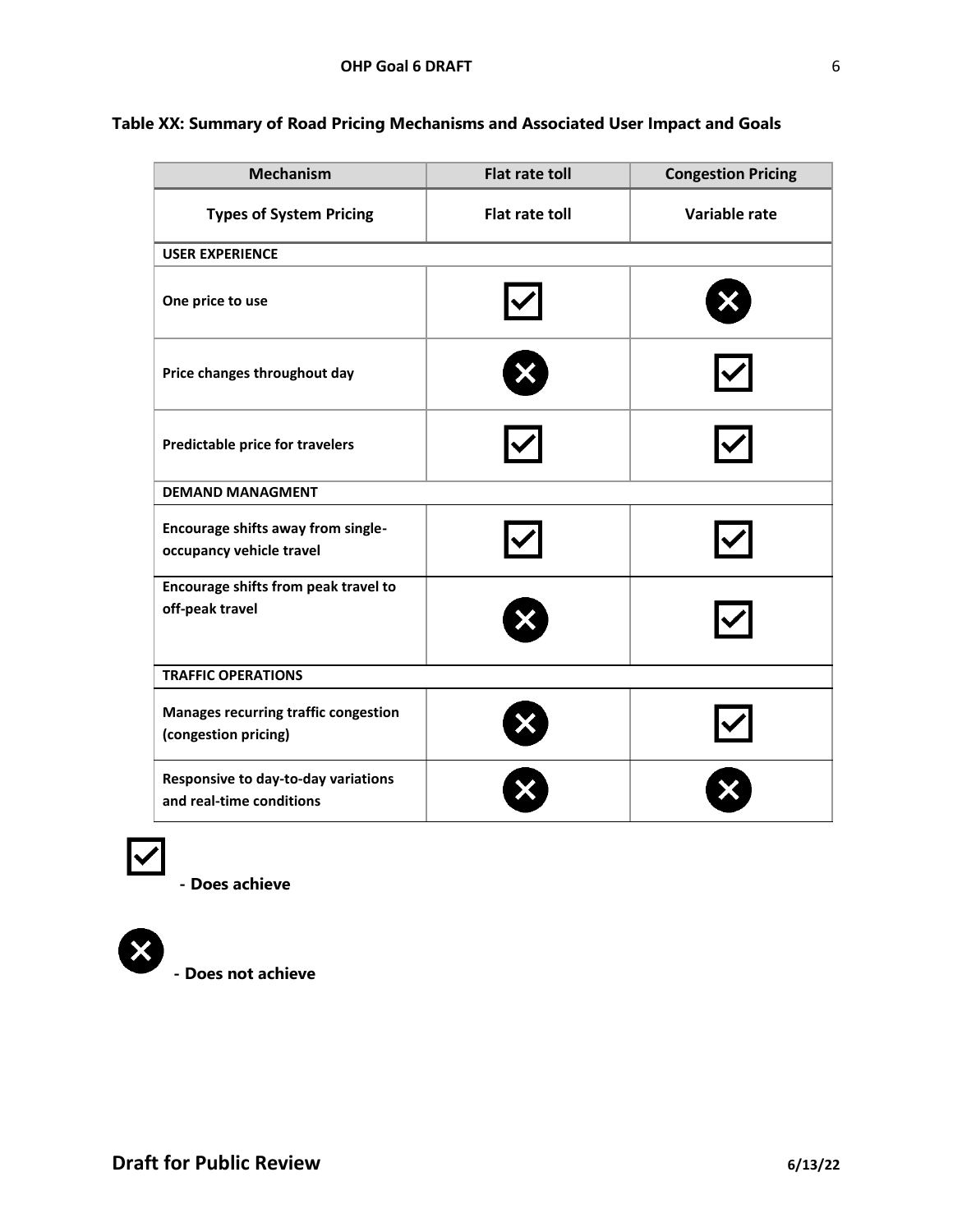**Table XX: Summary of Road Pricing Mechanisms and Associated User Impact and Goals**

| Mechanism | Flat rate toll | Congestion Pricing |
|---|---|---|
| **Types of System Pricing** | **Flat rate toll** | **Variable rate** |
| **USER EXPERIENCE** | | |
| **One price to use** | ☑ | ⊗ |
| **Price changes throughout day** | ⊗ | ☑ |
| **Predictable price for travelers** | ☑ | ☑ |
| **DEMAND MANAGMENT** | | |
| **Encourage shifts away from single-occupancy vehicle travel** | ☑ | ☑ |
| **Encourage shifts from peak travel to off-peak travel** | ⊗ | ☑ |
| **TRAFFIC OPERATIONS** | | |
| **Manages recurring traffic congestion (congestion pricing)** | ⊗ | ☑ |
| **Responsive to day-to-day variations and real-time conditions** | ⊗ | ⊗ |

☑ **- Does achieve**

⊗ **- Does not achieve**

**Draft for Public Review** **6/13/22**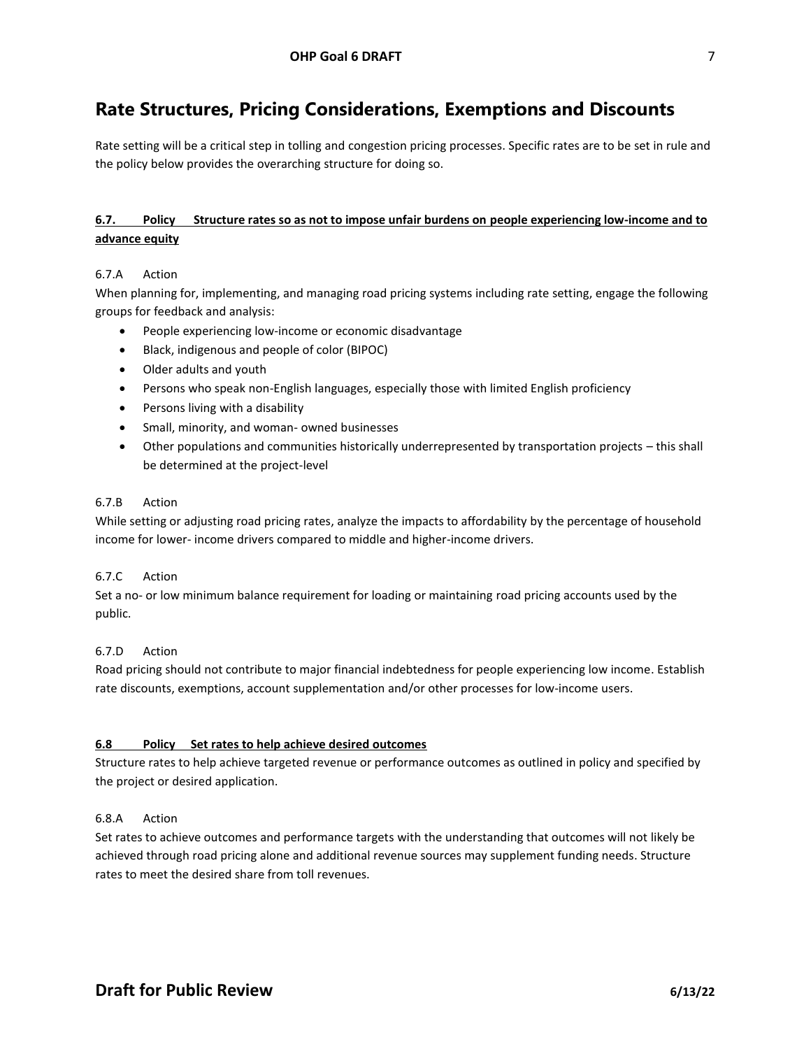## Rate Structures, Pricing Considerations, Exemptions and Discounts

Rate setting will be a critical step in tolling and congestion pricing processes. Specific rates are to be set in rule and the policy below provides the overarching structure for doing so.

### **6.7. Policy Structure rates so as not to impose unfair burdens on people experiencing low-income and to advance equity**

6.7.A Action

When planning for, implementing, and managing road pricing systems including rate setting, engage the following groups for feedback and analysis:

- People experiencing low-income or economic disadvantage
- Black, indigenous and people of color (BIPOC)
- Older adults and youth
- Persons who speak non-English languages, especially those with limited English proficiency
- Persons living with a disability
- Small, minority, and woman- owned businesses
- Other populations and communities historically underrepresented by transportation projects – this shall be determined at the project-level

6.7.B Action

While setting or adjusting road pricing rates, analyze the impacts to affordability by the percentage of household income for lower- income drivers compared to middle and higher-income drivers.

6.7.C Action

Set a no- or low minimum balance requirement for loading or maintaining road pricing accounts used by the public.

6.7.D Action

Road pricing should not contribute to major financial indebtedness for people experiencing low income. Establish rate discounts, exemptions, account supplementation and/or other processes for low-income users.

### **6.8 Policy Set rates to help achieve desired outcomes**

Structure rates to help achieve targeted revenue or performance outcomes as outlined in policy and specified by the project or desired application.

6.8.A Action

Set rates to achieve outcomes and performance targets with the understanding that outcomes will not likely be achieved through road pricing alone and additional revenue sources may supplement funding needs. Structure rates to meet the desired share from toll revenues.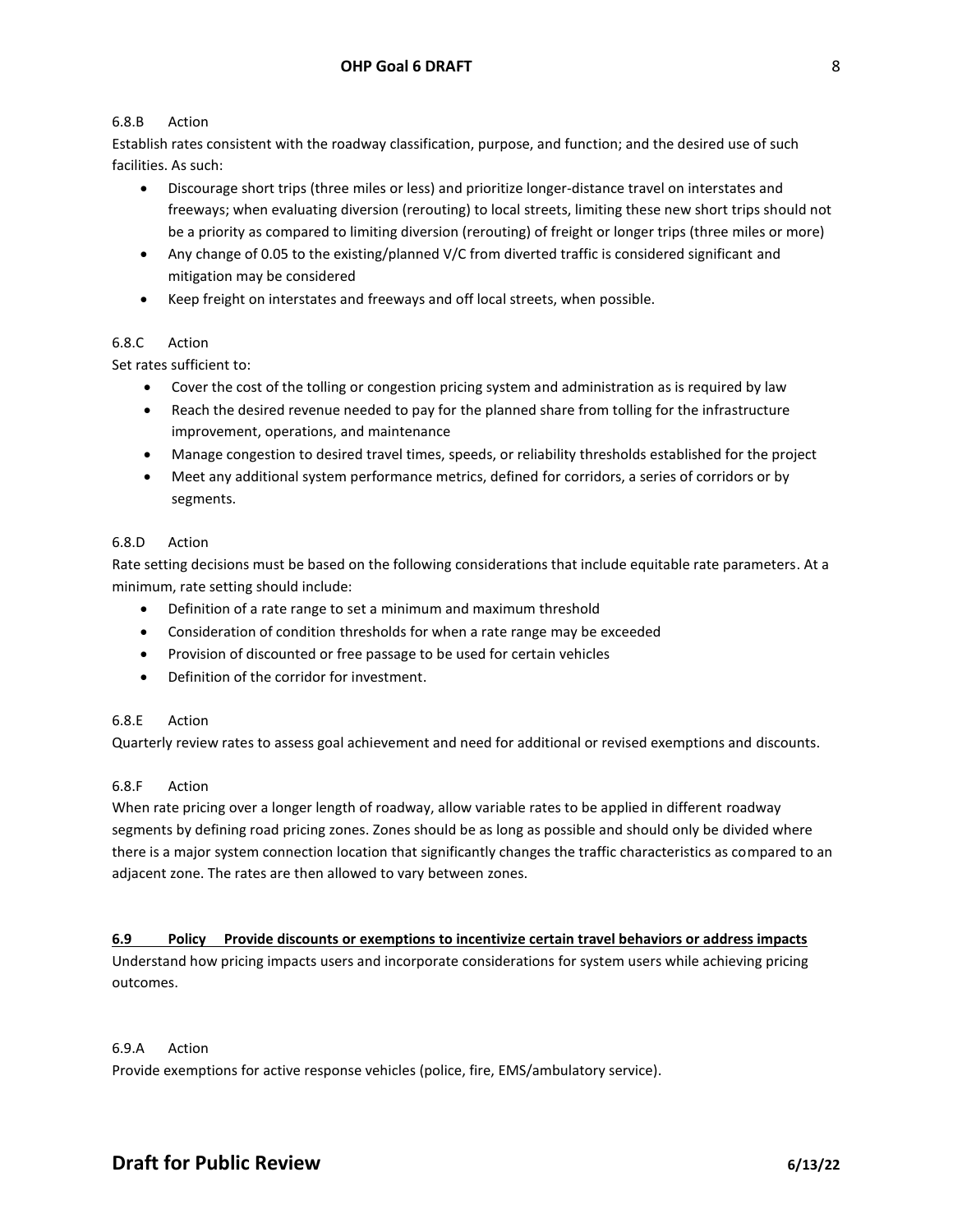6.8.B Action

Establish rates consistent with the roadway classification, purpose, and function; and the desired use of such facilities. As such:

- Discourage short trips (three miles or less) and prioritize longer-distance travel on interstates and freeways; when evaluating diversion (rerouting) to local streets, limiting these new short trips should not be a priority as compared to limiting diversion (rerouting) of freight or longer trips (three miles or more)
- Any change of 0.05 to the existing/planned V/C from diverted traffic is considered significant and mitigation may be considered
- Keep freight on interstates and freeways and off local streets, when possible.

6.8.C Action

Set rates sufficient to:

- Cover the cost of the tolling or congestion pricing system and administration as is required by law
- Reach the desired revenue needed to pay for the planned share from tolling for the infrastructure improvement, operations, and maintenance
- Manage congestion to desired travel times, speeds, or reliability thresholds established for the project
- Meet any additional system performance metrics, defined for corridors, a series of corridors or by segments.

6.8.D Action

Rate setting decisions must be based on the following considerations that include equitable rate parameters. At a minimum, rate setting should include:

- Definition of a rate range to set a minimum and maximum threshold
- Consideration of condition thresholds for when a rate range may be exceeded
- Provision of discounted or free passage to be used for certain vehicles
- Definition of the corridor for investment.

6.8.E Action

Quarterly review rates to assess goal achievement and need for additional or revised exemptions and discounts.

6.8.F Action

When rate pricing over a longer length of roadway, allow variable rates to be applied in different roadway segments by defining road pricing zones. Zones should be as long as possible and should only be divided where there is a major system connection location that significantly changes the traffic characteristics as compared to an adjacent zone. The rates are then allowed to vary between zones.

**6.9 Policy Provide discounts or exemptions to incentivize certain travel behaviors or address impacts**

Understand how pricing impacts users and incorporate considerations for system users while achieving pricing outcomes.

6.9.A Action

Provide exemptions for active response vehicles (police, fire, EMS/ambulatory service).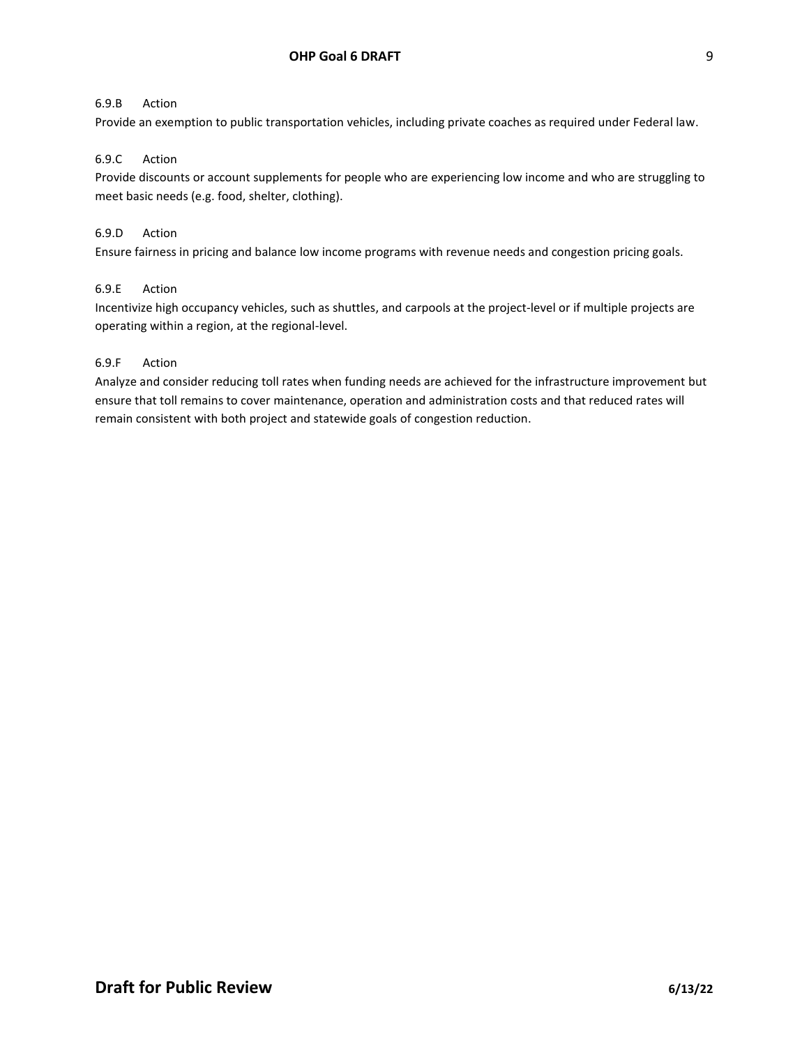6.9.B Action

Provide an exemption to public transportation vehicles, including private coaches as required under Federal law.

6.9.C Action

Provide discounts or account supplements for people who are experiencing low income and who are struggling to meet basic needs (e.g. food, shelter, clothing).

6.9.D Action

Ensure fairness in pricing and balance low income programs with revenue needs and congestion pricing goals.

6.9.E Action

Incentivize high occupancy vehicles, such as shuttles, and carpools at the project-level or if multiple projects are operating within a region, at the regional-level.

6.9.F Action

Analyze and consider reducing toll rates when funding needs are achieved for the infrastructure improvement but ensure that toll remains to cover maintenance, operation and administration costs and that reduced rates will remain consistent with both project and statewide goals of congestion reduction.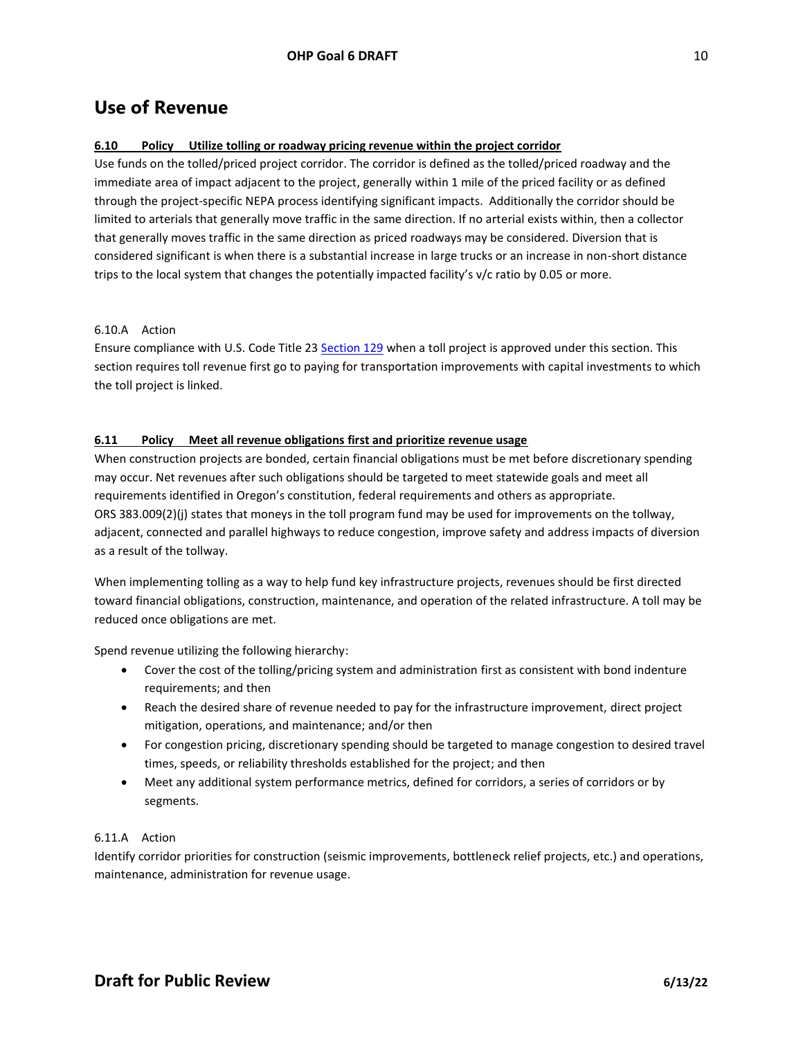## Use of Revenue

**6.10 Policy Utilize tolling or roadway pricing revenue within the project corridor**

Use funds on the tolled/priced project corridor. The corridor is defined as the tolled/priced roadway and the immediate area of impact adjacent to the project, generally within 1 mile of the priced facility or as defined through the project-specific NEPA process identifying significant impacts. Additionally the corridor should be limited to arterials that generally move traffic in the same direction. If no arterial exists within, then a collector that generally moves traffic in the same direction as priced roadways may be considered. Diversion that is considered significant is when there is a substantial increase in large trucks or an increase in non-short distance trips to the local system that changes the potentially impacted facility's v/c ratio by 0.05 or more.

6.10.A Action

Ensure compliance with U.S. Code Title 23 [Section 129] when a toll project is approved under this section. This section requires toll revenue first go to paying for transportation improvements with capital investments to which the toll project is linked.

**6.11 Policy Meet all revenue obligations first and prioritize revenue usage**

When construction projects are bonded, certain financial obligations must be met before discretionary spending may occur. Net revenues after such obligations should be targeted to meet statewide goals and meet all requirements identified in Oregon's constitution, federal requirements and others as appropriate. ORS 383.009(2)(j) states that moneys in the toll program fund may be used for improvements on the tollway, adjacent, connected and parallel highways to reduce congestion, improve safety and address impacts of diversion as a result of the tollway.

When implementing tolling as a way to help fund key infrastructure projects, revenues should be first directed toward financial obligations, construction, maintenance, and operation of the related infrastructure. A toll may be reduced once obligations are met.

Spend revenue utilizing the following hierarchy:

- Cover the cost of the tolling/pricing system and administration first as consistent with bond indenture requirements; and then
- Reach the desired share of revenue needed to pay for the infrastructure improvement, direct project mitigation, operations, and maintenance; and/or then
- For congestion pricing, discretionary spending should be targeted to manage congestion to desired travel times, speeds, or reliability thresholds established for the project; and then
- Meet any additional system performance metrics, defined for corridors, a series of corridors or by segments.

6.11.A Action

Identify corridor priorities for construction (seismic improvements, bottleneck relief projects, etc.) and operations, maintenance, administration for revenue usage.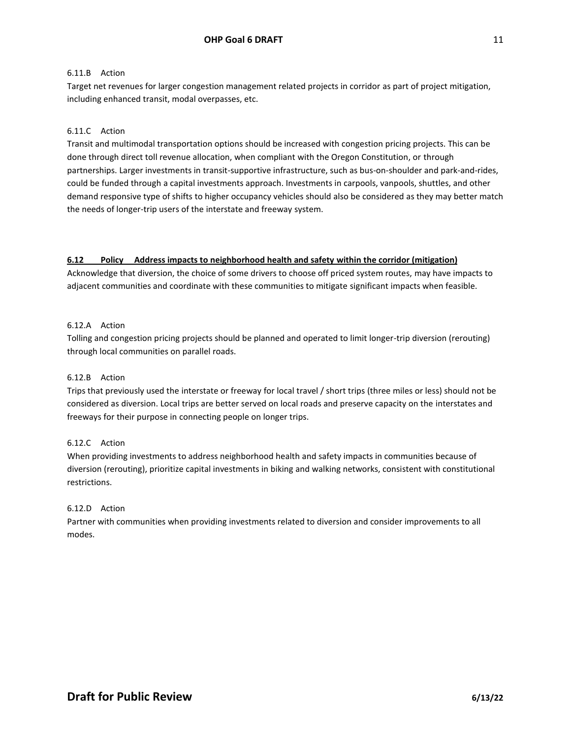6.11.B Action

Target net revenues for larger congestion management related projects in corridor as part of project mitigation, including enhanced transit, modal overpasses, etc.

6.11.C Action

Transit and multimodal transportation options should be increased with congestion pricing projects. This can be done through direct toll revenue allocation, when compliant with the Oregon Constitution, or through partnerships. Larger investments in transit-supportive infrastructure, such as bus-on-shoulder and park-and-rides, could be funded through a capital investments approach. Investments in carpools, vanpools, shuttles, and other demand responsive type of shifts to higher occupancy vehicles should also be considered as they may better match the needs of longer-trip users of the interstate and freeway system.

**6.12 Policy Address impacts to neighborhood health and safety within the corridor (mitigation)**

Acknowledge that diversion, the choice of some drivers to choose off priced system routes, may have impacts to adjacent communities and coordinate with these communities to mitigate significant impacts when feasible.

6.12.A Action

Tolling and congestion pricing projects should be planned and operated to limit longer-trip diversion (rerouting) through local communities on parallel roads.

6.12.B Action

Trips that previously used the interstate or freeway for local travel / short trips (three miles or less) should not be considered as diversion. Local trips are better served on local roads and preserve capacity on the interstates and freeways for their purpose in connecting people on longer trips.

6.12.C Action

When providing investments to address neighborhood health and safety impacts in communities because of diversion (rerouting), prioritize capital investments in biking and walking networks, consistent with constitutional restrictions.

6.12.D Action

Partner with communities when providing investments related to diversion and consider improvements to all modes.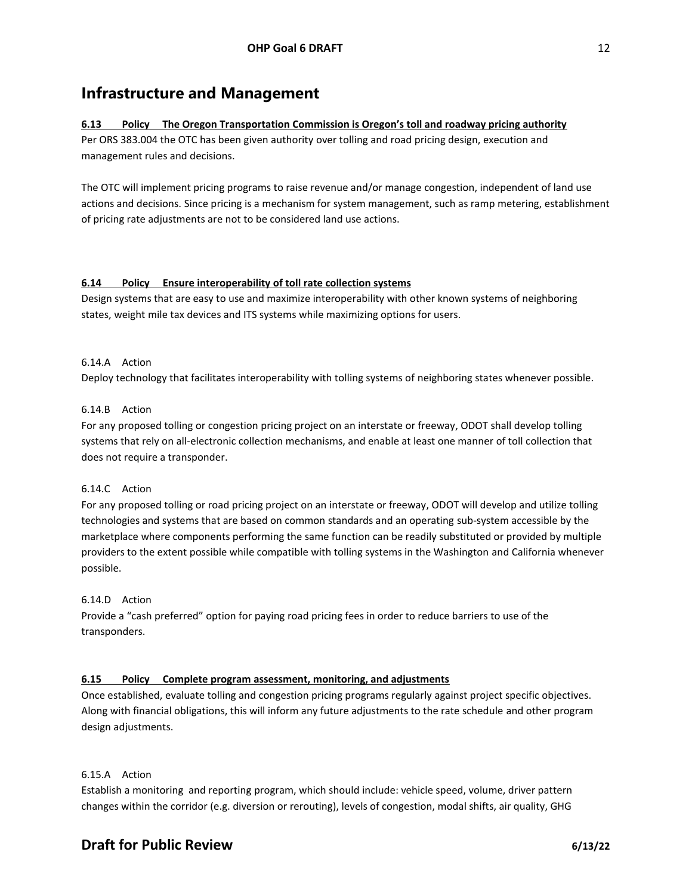## Infrastructure and Management

**6.13 Policy The Oregon Transportation Commission is Oregon's toll and roadway pricing authority**

Per ORS 383.004 the OTC has been given authority over tolling and road pricing design, execution and management rules and decisions.

The OTC will implement pricing programs to raise revenue and/or manage congestion, independent of land use actions and decisions. Since pricing is a mechanism for system management, such as ramp metering, establishment of pricing rate adjustments are not to be considered land use actions.

**6.14 Policy Ensure interoperability of toll rate collection systems**

Design systems that are easy to use and maximize interoperability with other known systems of neighboring states, weight mile tax devices and ITS systems while maximizing options for users.

6.14.A Action

Deploy technology that facilitates interoperability with tolling systems of neighboring states whenever possible.

6.14.B Action

For any proposed tolling or congestion pricing project on an interstate or freeway, ODOT shall develop tolling systems that rely on all-electronic collection mechanisms, and enable at least one manner of toll collection that does not require a transponder.

6.14.C Action

For any proposed tolling or road pricing project on an interstate or freeway, ODOT will develop and utilize tolling technologies and systems that are based on common standards and an operating sub-system accessible by the marketplace where components performing the same function can be readily substituted or provided by multiple providers to the extent possible while compatible with tolling systems in the Washington and California whenever possible.

6.14.D Action

Provide a "cash preferred" option for paying road pricing fees in order to reduce barriers to use of the transponders.

**6.15 Policy Complete program assessment, monitoring, and adjustments**

Once established, evaluate tolling and congestion pricing programs regularly against project specific objectives. Along with financial obligations, this will inform any future adjustments to the rate schedule and other program design adjustments.

6.15.A Action

Establish a monitoring and reporting program, which should include: vehicle speed, volume, driver pattern changes within the corridor (e.g. diversion or rerouting), levels of congestion, modal shifts, air quality, GHG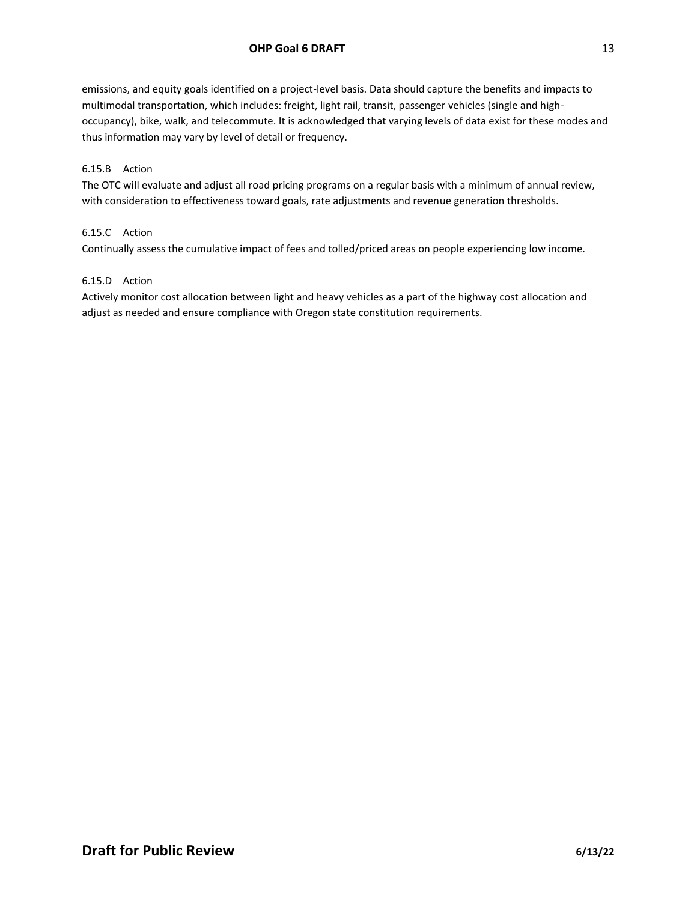emissions, and equity goals identified on a project-level basis. Data should capture the benefits and impacts to multimodal transportation, which includes: freight, light rail, transit, passenger vehicles (single and high-occupancy), bike, walk, and telecommute. It is acknowledged that varying levels of data exist for these modes and thus information may vary by level of detail or frequency.

6.15.B Action

The OTC will evaluate and adjust all road pricing programs on a regular basis with a minimum of annual review, with consideration to effectiveness toward goals, rate adjustments and revenue generation thresholds.

6.15.C Action

Continually assess the cumulative impact of fees and tolled/priced areas on people experiencing low income.

6.15.D Action

Actively monitor cost allocation between light and heavy vehicles as a part of the highway cost allocation and adjust as needed and ensure compliance with Oregon state constitution requirements.